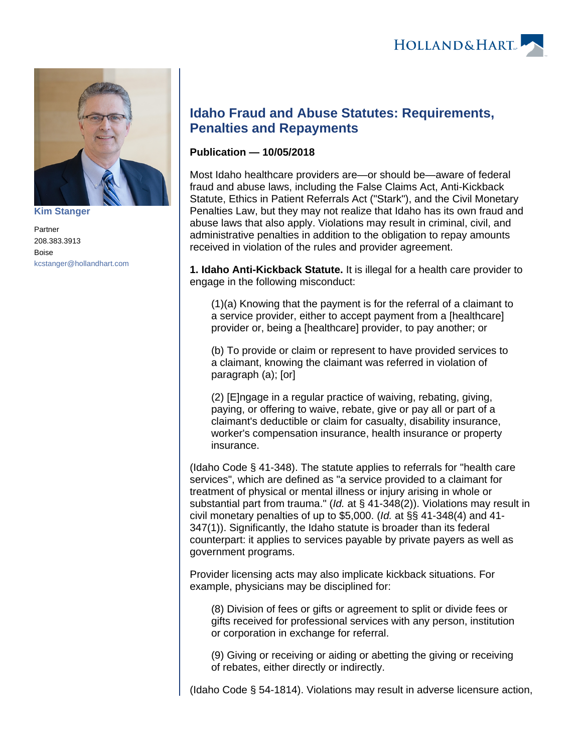Kim Stanger

Partner
208.383.3913
Boise
kcstanger@hollandhart.com

# Idaho Fraud and Abuse Statutes: Requirements, Penalties and Repayments

**Publication — 10/05/2018**

Most Idaho healthcare providers are—or should be—aware of federal fraud and abuse laws, including the False Claims Act, Anti-Kickback Statute, Ethics in Patient Referrals Act ("Stark"), and the Civil Monetary Penalties Law, but they may not realize that Idaho has its own fraud and abuse laws that also apply. Violations may result in criminal, civil, and administrative penalties in addition to the obligation to repay amounts received in violation of the rules and provider agreement.

**1. Idaho Anti-Kickback Statute.** It is illegal for a health care provider to engage in the following misconduct:

> (1)(a) Knowing that the payment is for the referral of a claimant to a service provider, either to accept payment from a [healthcare] provider or, being a [healthcare] provider, to pay another; or
>
> (b) To provide or claim or represent to have provided services to a claimant, knowing the claimant was referred in violation of paragraph (a); [or]
>
> (2) [E]ngage in a regular practice of waiving, rebating, giving, paying, or offering to waive, rebate, give or pay all or part of a claimant's deductible or claim for casualty, disability insurance, worker's compensation insurance, health insurance or property insurance.

(Idaho Code § 41-348). The statute applies to referrals for "health care services", which are defined as "a service provided to a claimant for treatment of physical or mental illness or injury arising in whole or substantial part from trauma." (*Id.* at § 41-348(2)). Violations may result in civil monetary penalties of up to $5,000. (*Id.* at §§ 41-348(4) and 41-347(1)). Significantly, the Idaho statute is broader than its federal counterpart: it applies to services payable by private payers as well as government programs.

Provider licensing acts may also implicate kickback situations. For example, physicians may be disciplined for:

> (8) Division of fees or gifts or agreement to split or divide fees or gifts received for professional services with any person, institution or corporation in exchange for referral.
>
> (9) Giving or receiving or aiding or abetting the giving or receiving of rebates, either directly or indirectly.

(Idaho Code § 54-1814). Violations may result in adverse licensure action,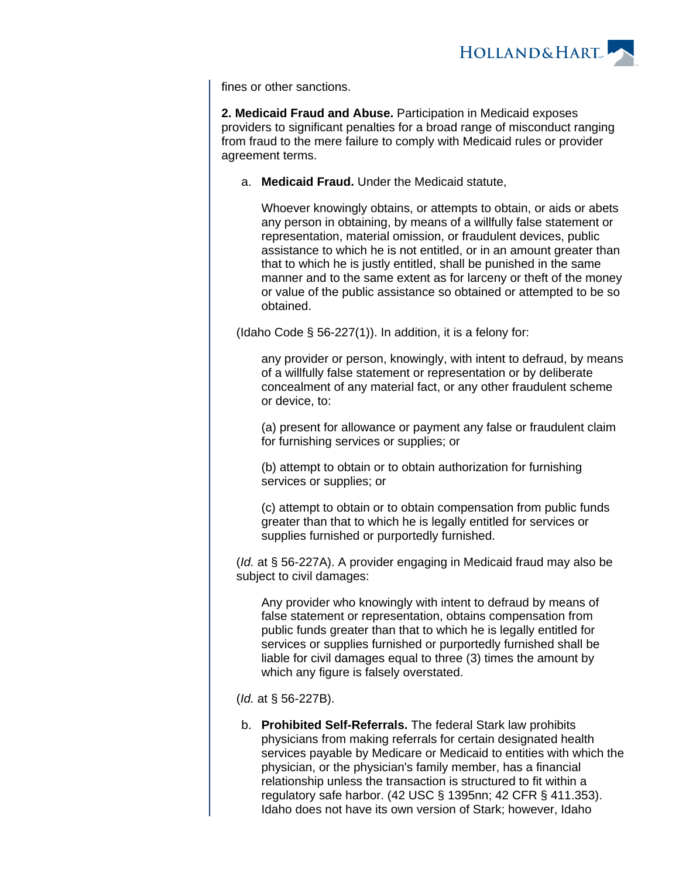fines or other sanctions.

**2. Medicaid Fraud and Abuse.** Participation in Medicaid exposes providers to significant penalties for a broad range of misconduct ranging from fraud to the mere failure to comply with Medicaid rules or provider agreement terms.

a. **Medicaid Fraud.** Under the Medicaid statute,

> Whoever knowingly obtains, or attempts to obtain, or aids or abets any person in obtaining, by means of a willfully false statement or representation, material omission, or fraudulent devices, public assistance to which he is not entitled, or in an amount greater than that to which he is justly entitled, shall be punished in the same manner and to the same extent as for larceny or theft of the money or value of the public assistance so obtained or attempted to be so obtained.

(Idaho Code § 56-227(1)). In addition, it is a felony for:

> any provider or person, knowingly, with intent to defraud, by means of a willfully false statement or representation or by deliberate concealment of any material fact, or any other fraudulent scheme or device, to:
>
> (a) present for allowance or payment any false or fraudulent claim for furnishing services or supplies; or
>
> (b) attempt to obtain or to obtain authorization for furnishing services or supplies; or
>
> (c) attempt to obtain or to obtain compensation from public funds greater than that to which he is legally entitled for services or supplies furnished or purportedly furnished.

(*Id.* at § 56-227A). A provider engaging in Medicaid fraud may also be subject to civil damages:

> Any provider who knowingly with intent to defraud by means of false statement or representation, obtains compensation from public funds greater than that to which he is legally entitled for services or supplies furnished or purportedly furnished shall be liable for civil damages equal to three (3) times the amount by which any figure is falsely overstated.

(*Id.* at § 56-227B).

b. **Prohibited Self-Referrals.** The federal Stark law prohibits physicians from making referrals for certain designated health services payable by Medicare or Medicaid to entities with which the physician, or the physician's family member, has a financial relationship unless the transaction is structured to fit within a regulatory safe harbor. (42 USC § 1395nn; 42 CFR § 411.353). Idaho does not have its own version of Stark; however, Idaho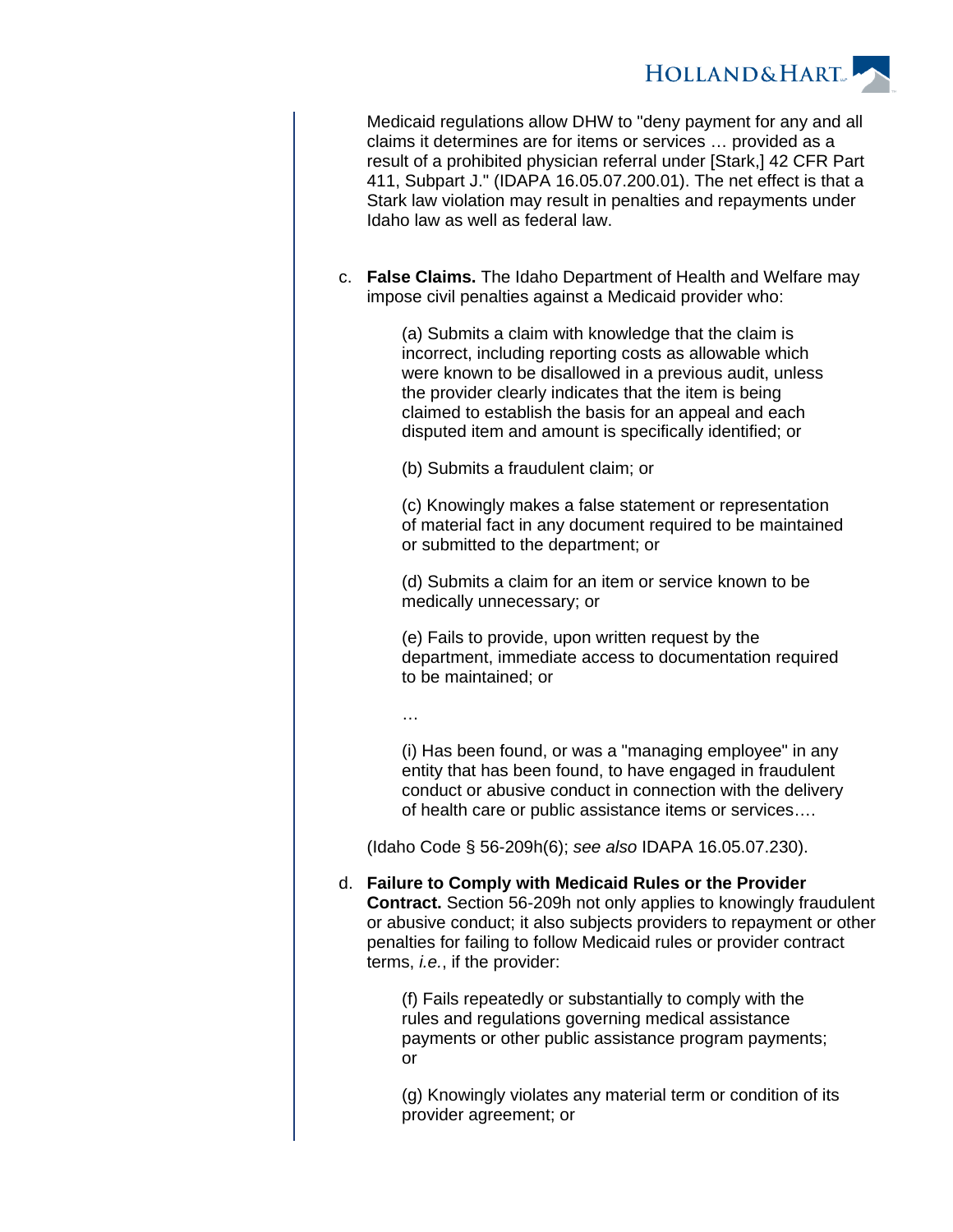Medicaid regulations allow DHW to "deny payment for any and all claims it determines are for items or services … provided as a result of a prohibited physician referral under [Stark,] 42 CFR Part 411, Subpart J." (IDAPA 16.05.07.200.01). The net effect is that a Stark law violation may result in penalties and repayments under Idaho law as well as federal law.

c. **False Claims.** The Idaho Department of Health and Welfare may impose civil penalties against a Medicaid provider who:

> (a) Submits a claim with knowledge that the claim is incorrect, including reporting costs as allowable which were known to be disallowed in a previous audit, unless the provider clearly indicates that the item is being claimed to establish the basis for an appeal and each disputed item and amount is specifically identified; or
>
> (b) Submits a fraudulent claim; or
>
> (c) Knowingly makes a false statement or representation of material fact in any document required to be maintained or submitted to the department; or
>
> (d) Submits a claim for an item or service known to be medically unnecessary; or
>
> (e) Fails to provide, upon written request by the department, immediate access to documentation required to be maintained; or
>
> …
>
> (i) Has been found, or was a "managing employee" in any entity that has been found, to have engaged in fraudulent conduct or abusive conduct in connection with the delivery of health care or public assistance items or services….

(Idaho Code § 56-209h(6); *see also* IDAPA 16.05.07.230).

d. **Failure to Comply with Medicaid Rules or the Provider Contract.** Section 56-209h not only applies to knowingly fraudulent or abusive conduct; it also subjects providers to repayment or other penalties for failing to follow Medicaid rules or provider contract terms, *i.e.*, if the provider:

> (f) Fails repeatedly or substantially to comply with the rules and regulations governing medical assistance payments or other public assistance program payments; or
>
> (g) Knowingly violates any material term or condition of its provider agreement; or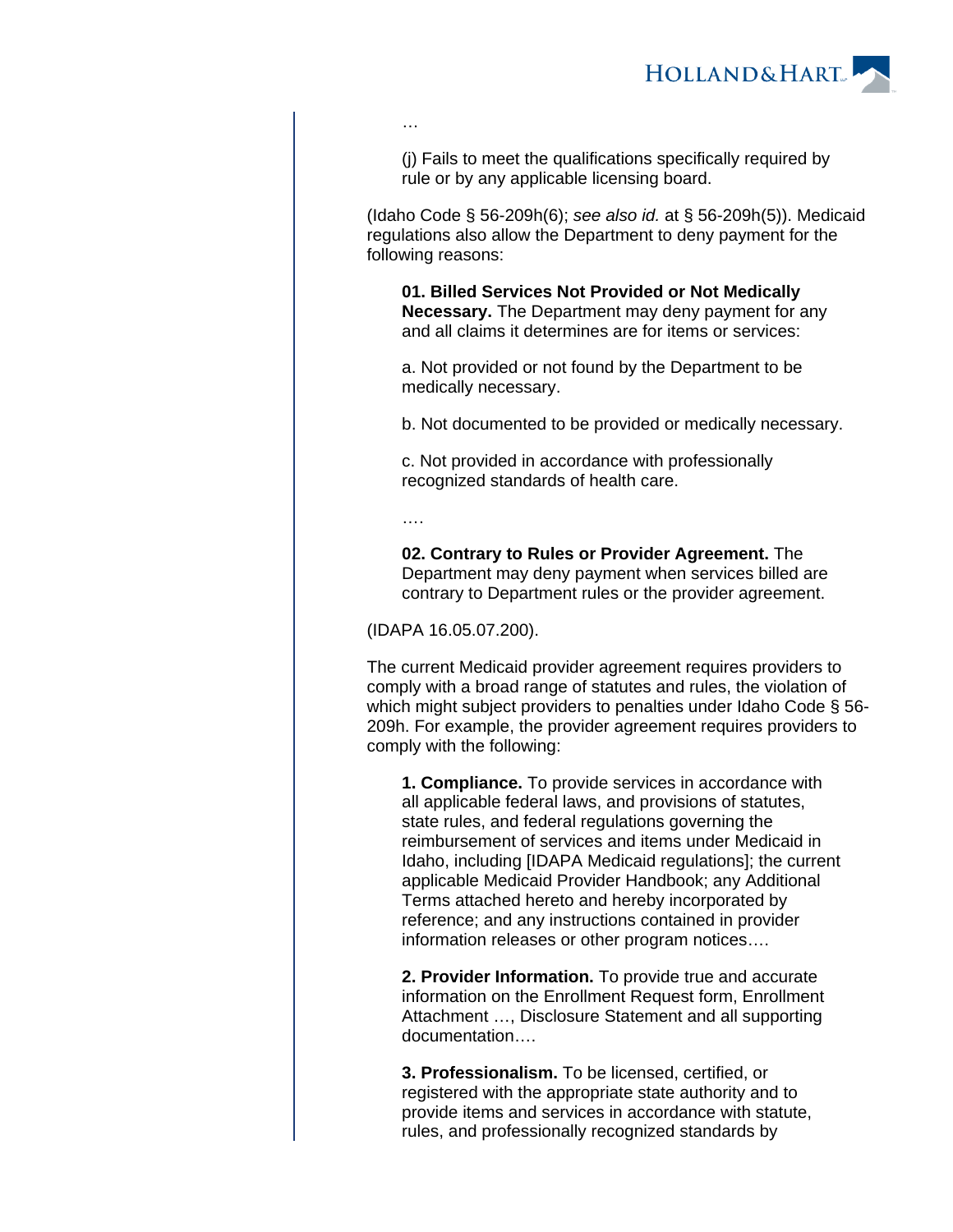> …
>
> (j) Fails to meet the qualifications specifically required by rule or by any applicable licensing board.

(Idaho Code § 56-209h(6); *see also id.* at § 56-209h(5)). Medicaid regulations also allow the Department to deny payment for the following reasons:

> **01. Billed Services Not Provided or Not Medically Necessary.** The Department may deny payment for any and all claims it determines are for items or services:
>
> a. Not provided or not found by the Department to be medically necessary.
>
> b. Not documented to be provided or medically necessary.
>
> c. Not provided in accordance with professionally recognized standards of health care.
>
> ….
>
> **02. Contrary to Rules or Provider Agreement.** The Department may deny payment when services billed are contrary to Department rules or the provider agreement.

(IDAPA 16.05.07.200).

The current Medicaid provider agreement requires providers to comply with a broad range of statutes and rules, the violation of which might subject providers to penalties under Idaho Code § 56-209h. For example, the provider agreement requires providers to comply with the following:

> **1. Compliance.** To provide services in accordance with all applicable federal laws, and provisions of statutes, state rules, and federal regulations governing the reimbursement of services and items under Medicaid in Idaho, including [IDAPA Medicaid regulations]; the current applicable Medicaid Provider Handbook; any Additional Terms attached hereto and hereby incorporated by reference; and any instructions contained in provider information releases or other program notices….
>
> **2. Provider Information.** To provide true and accurate information on the Enrollment Request form, Enrollment Attachment …, Disclosure Statement and all supporting documentation….
>
> **3. Professionalism.** To be licensed, certified, or registered with the appropriate state authority and to provide items and services in accordance with statute, rules, and professionally recognized standards by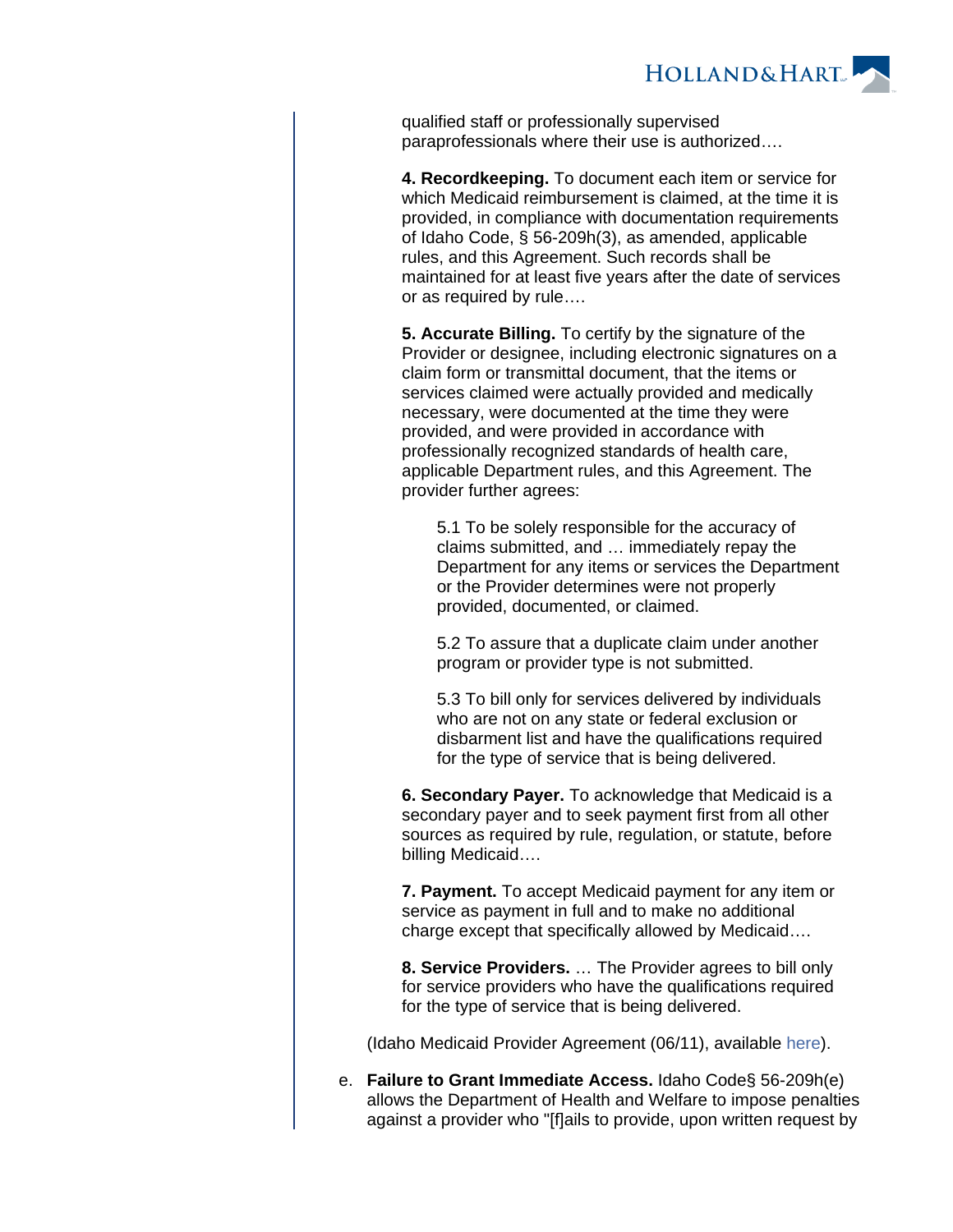qualified staff or professionally supervised paraprofessionals where their use is authorized….

**4. Recordkeeping.** To document each item or service for which Medicaid reimbursement is claimed, at the time it is provided, in compliance with documentation requirements of Idaho Code, § 56-209h(3), as amended, applicable rules, and this Agreement. Such records shall be maintained for at least five years after the date of services or as required by rule….

**5. Accurate Billing.** To certify by the signature of the Provider or designee, including electronic signatures on a claim form or transmittal document, that the items or services claimed were actually provided and medically necessary, were documented at the time they were provided, and were provided in accordance with professionally recognized standards of health care, applicable Department rules, and this Agreement. The provider further agrees:

> 5.1 To be solely responsible for the accuracy of claims submitted, and … immediately repay the Department for any items or services the Department or the Provider determines were not properly provided, documented, or claimed.
>
> 5.2 To assure that a duplicate claim under another program or provider type is not submitted.
>
> 5.3 To bill only for services delivered by individuals who are not on any state or federal exclusion or disbarment list and have the qualifications required for the type of service that is being delivered.

**6. Secondary Payer.** To acknowledge that Medicaid is a secondary payer and to seek payment first from all other sources as required by rule, regulation, or statute, before billing Medicaid….

**7. Payment.** To accept Medicaid payment for any item or service as payment in full and to make no additional charge except that specifically allowed by Medicaid….

**8. Service Providers.** … The Provider agrees to bill only for service providers who have the qualifications required for the type of service that is being delivered.

(Idaho Medicaid Provider Agreement (06/11), available here).

e. **Failure to Grant Immediate Access.** Idaho Code§ 56-209h(e) allows the Department of Health and Welfare to impose penalties against a provider who "[f]ails to provide, upon written request by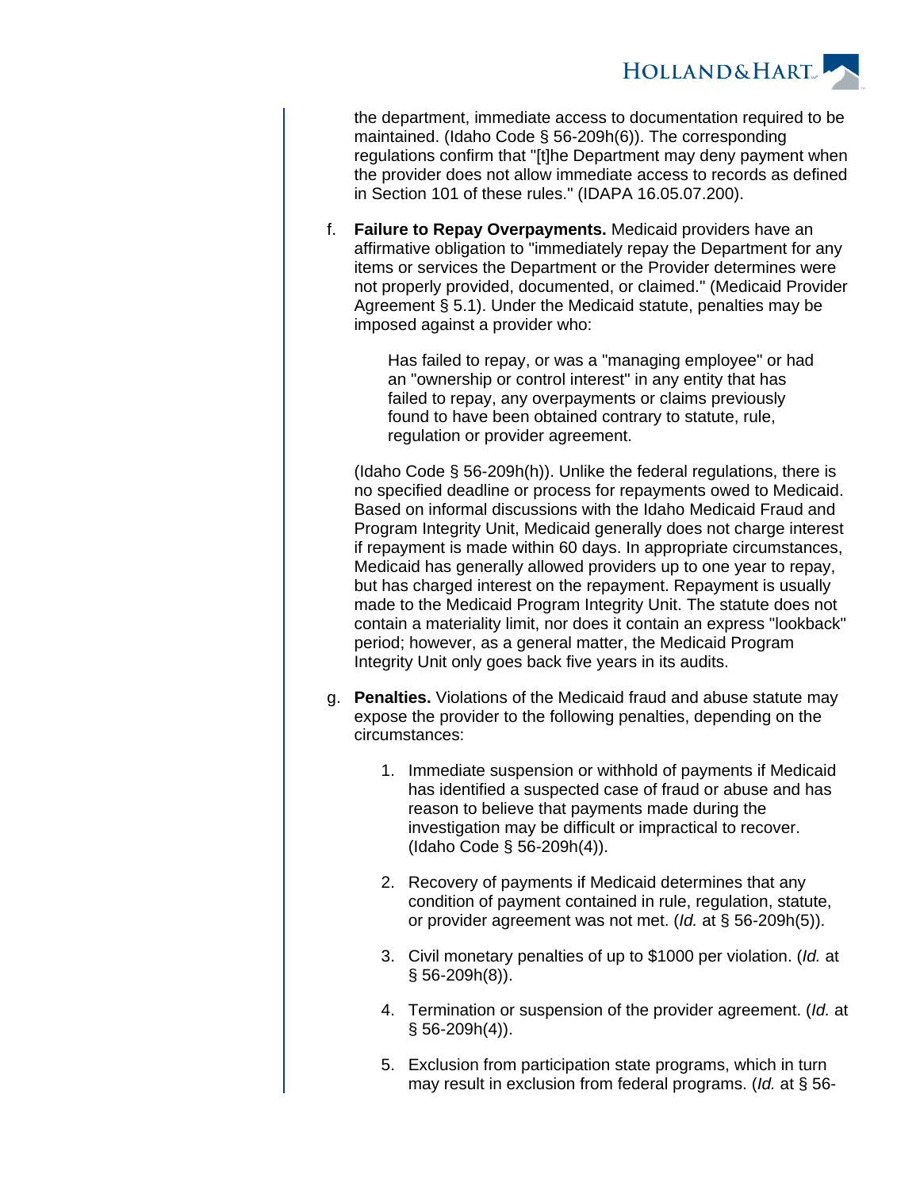the department, immediate access to documentation required to be maintained. (Idaho Code § 56-209h(6)). The corresponding regulations confirm that "[t]he Department may deny payment when the provider does not allow immediate access to records as defined in Section 101 of these rules." (IDAPA 16.05.07.200).

f. **Failure to Repay Overpayments.** Medicaid providers have an affirmative obligation to "immediately repay the Department for any items or services the Department or the Provider determines were not properly provided, documented, or claimed." (Medicaid Provider Agreement § 5.1). Under the Medicaid statute, penalties may be imposed against a provider who:

> Has failed to repay, or was a "managing employee" or had an "ownership or control interest" in any entity that has failed to repay, any overpayments or claims previously found to have been obtained contrary to statute, rule, regulation or provider agreement.

(Idaho Code § 56-209h(h)). Unlike the federal regulations, there is no specified deadline or process for repayments owed to Medicaid. Based on informal discussions with the Idaho Medicaid Fraud and Program Integrity Unit, Medicaid generally does not charge interest if repayment is made within 60 days. In appropriate circumstances, Medicaid has generally allowed providers up to one year to repay, but has charged interest on the repayment. Repayment is usually made to the Medicaid Program Integrity Unit. The statute does not contain a materiality limit, nor does it contain an express "lookback" period; however, as a general matter, the Medicaid Program Integrity Unit only goes back five years in its audits.

g. **Penalties.** Violations of the Medicaid fraud and abuse statute may expose the provider to the following penalties, depending on the circumstances:

1. Immediate suspension or withhold of payments if Medicaid has identified a suspected case of fraud or abuse and has reason to believe that payments made during the investigation may be difficult or impractical to recover. (Idaho Code § 56-209h(4)).

2. Recovery of payments if Medicaid determines that any condition of payment contained in rule, regulation, statute, or provider agreement was not met. (*Id.* at § 56-209h(5)).

3. Civil monetary penalties of up to $1000 per violation. (*Id.* at § 56-209h(8)).

4. Termination or suspension of the provider agreement. (*Id.* at § 56-209h(4)).

5. Exclusion from participation state programs, which in turn may result in exclusion from federal programs. (*Id.* at § 56-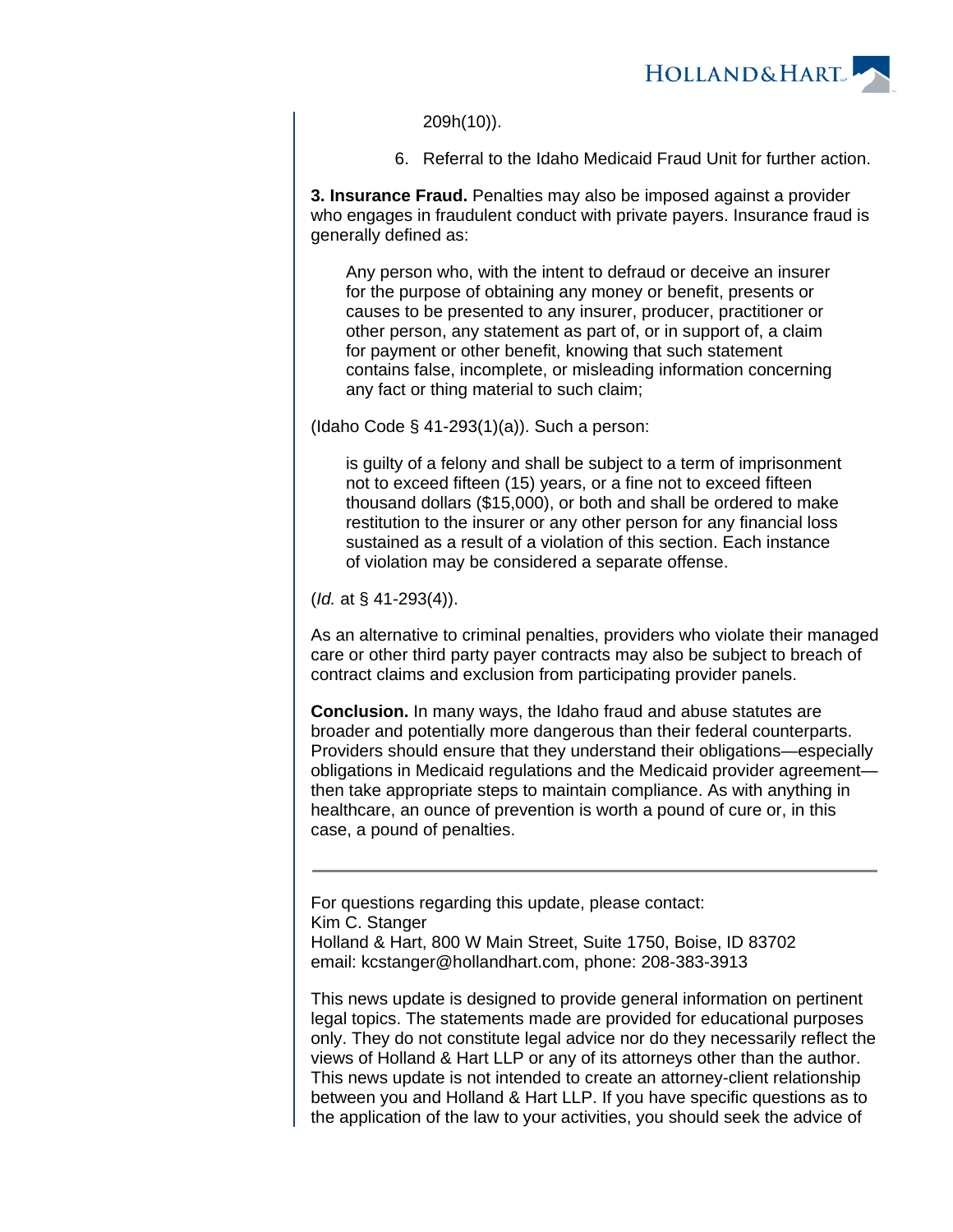209h(10)).

6. Referral to the Idaho Medicaid Fraud Unit for further action.

**3. Insurance Fraud.** Penalties may also be imposed against a provider who engages in fraudulent conduct with private payers. Insurance fraud is generally defined as:

> Any person who, with the intent to defraud or deceive an insurer for the purpose of obtaining any money or benefit, presents or causes to be presented to any insurer, producer, practitioner or other person, any statement as part of, or in support of, a claim for payment or other benefit, knowing that such statement contains false, incomplete, or misleading information concerning any fact or thing material to such claim;

(Idaho Code § 41-293(1)(a)). Such a person:

> is guilty of a felony and shall be subject to a term of imprisonment not to exceed fifteen (15) years, or a fine not to exceed fifteen thousand dollars ($15,000), or both and shall be ordered to make restitution to the insurer or any other person for any financial loss sustained as a result of a violation of this section. Each instance of violation may be considered a separate offense.

(*Id.* at § 41-293(4)).

As an alternative to criminal penalties, providers who violate their managed care or other third party payer contracts may also be subject to breach of contract claims and exclusion from participating provider panels.

**Conclusion.** In many ways, the Idaho fraud and abuse statutes are broader and potentially more dangerous than their federal counterparts. Providers should ensure that they understand their obligations—especially obligations in Medicaid regulations and the Medicaid provider agreement—then take appropriate steps to maintain compliance. As with anything in healthcare, an ounce of prevention is worth a pound of cure or, in this case, a pound of penalties.

---

For questions regarding this update, please contact:
Kim C. Stanger
Holland & Hart, 800 W Main Street, Suite 1750, Boise, ID 83702
email: kcstanger@hollandhart.com, phone: 208-383-3913

This news update is designed to provide general information on pertinent legal topics. The statements made are provided for educational purposes only. They do not constitute legal advice nor do they necessarily reflect the views of Holland & Hart LLP or any of its attorneys other than the author. This news update is not intended to create an attorney-client relationship between you and Holland & Hart LLP. If you have specific questions as to the application of the law to your activities, you should seek the advice of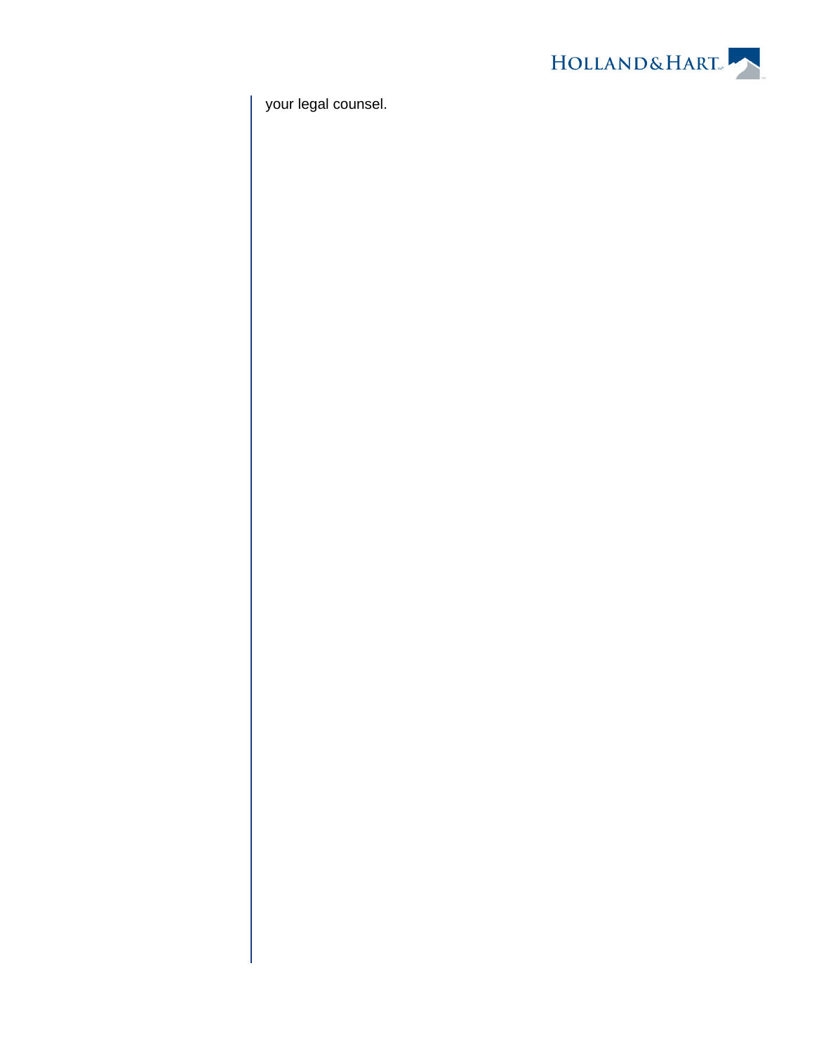your legal counsel.